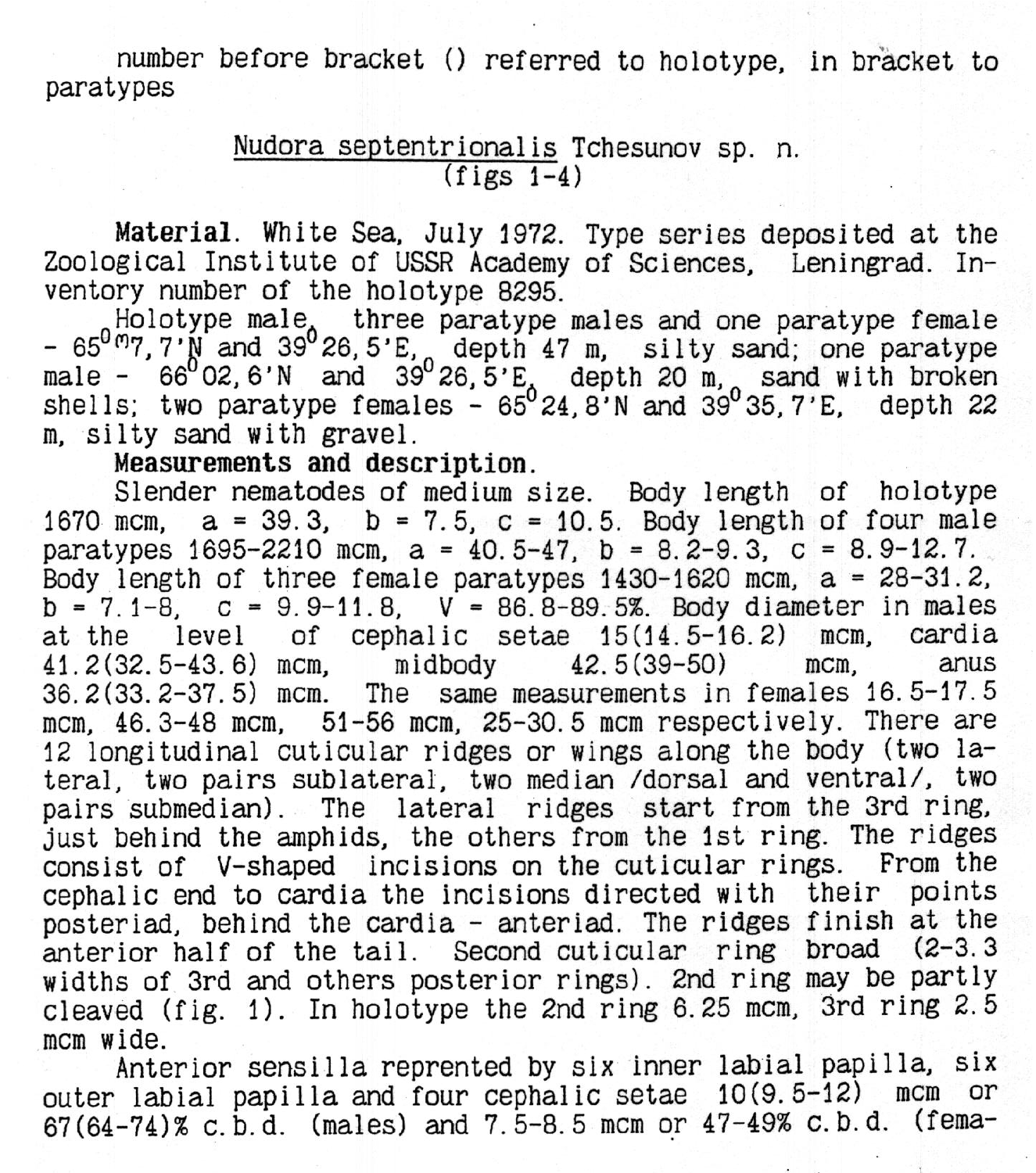number before bracket () referred to holotype, in bracket to paratypes

## <u>Nudora septentrionalis</u> Tchesunov sp. n.
(figs 1-4)

**Material**. White Sea, July 1972. Type series deposited at the Zoological Institute of USSR Academy of Sciences, Leningrad. Inventory number of the holotype 8295.

Holotype male, three paratype males and one paratype female - $65^0$ 07,7'N and $39^0$ 26,5'E, depth 47 m, silty sand; one paratype male - $66^0$ 02,6'N and $39^0$ 26,5'E, depth 20 m, sand with broken shells; two paratype females - $65^0$ 24,8'N and $39^0$ 35,7'E, depth 22 m, silty sand with gravel.

**Measurements and description**.

Slender nematodes of medium size. Body length of holotype 1670 mcm, a = 39.3, b = 7.5, c = 10.5. Body length of four male paratypes 1695-2210 mcm, a = 40.5-47, b = 8.2-9.3, c = 8.9-12.7. Body length of three female paratypes 1430-1620 mcm, a = 28-31.2, b = 7.1-8, c = 9.9-11.8, V = 86.8-89.5%. Body diameter in males at the level of cephalic setae 15(14.5-16.2) mcm, cardia 41.2(32.5-43.6) mcm, midbody 42.5(39-50) mcm, anus 36.2(33.2-37.5) mcm. The same measurements in females 16.5-17.5 mcm, 46.3-48 mcm, 51-56 mcm, 25-30.5 mcm respectively. There are 12 longitudinal cuticular ridges or wings along the body (two lateral, two pairs sublateral, two median /dorsal and ventral/, two pairs submedian). The lateral ridges start from the 3rd ring, just behind the amphids, the others from the 1st ring. The ridges consist of V-shaped incisions on the cuticular rings. From the cephalic end to cardia the incisions directed with their points posteriad, behind the cardia - anteriad. The ridges finish at the anterior half of the tail. Second cuticular ring broad (2-3.3 widths of 3rd and others posterior rings). 2nd ring may be partly cleaved (fig. 1). In holotype the 2nd ring 6.25 mcm, 3rd ring 2.5 mcm wide.

Anterior sensilla reprented by six inner labial papilla, six outer labial papilla and four cephalic setae 10(9.5-12) mcm or 67(64-74)% c.b.d. (males) and 7.5-8.5 mcm or 47-49% c.b.d. (fema-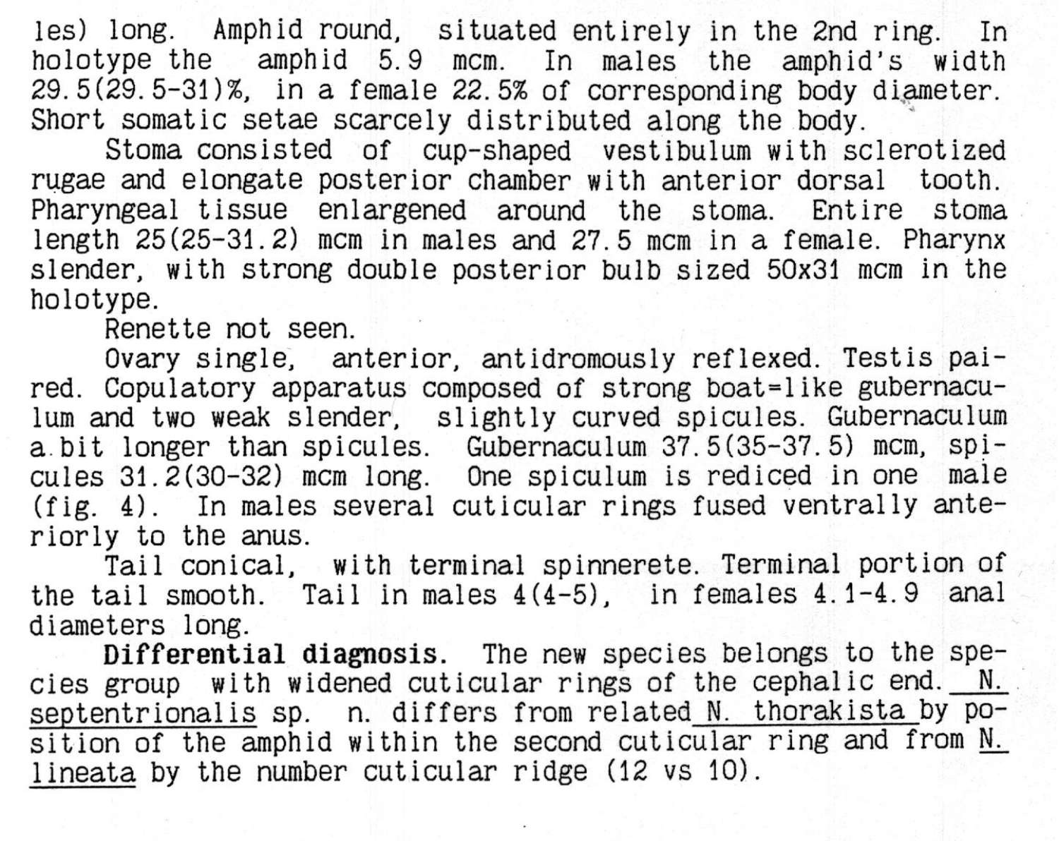les) long. Amphid round, situated entirely in the 2nd ring. In holotype the amphid 5.9 mcm. In males the amphid's width 29.5(29.5-31)%, in a female 22.5% of corresponding body diameter. Short somatic setae scarcely distributed along the body.

Stoma consisted of cup-shaped vestibulum with sclerotized rugae and elongate posterior chamber with anterior dorsal tooth. Pharyngeal tissue enlargened around the stoma. Entire stoma length 25(25-31.2) mcm in males and 27.5 mcm in a female. Pharynx slender, with strong double posterior bulb sized 50x31 mcm in the holotype.

Renette not seen.

Ovary single, anterior, antidromously reflexed. Testis paired. Copulatory apparatus composed of strong boat=like gubernaculum and two weak slender, slightly curved spicules. Gubernaculum a bit longer than spicules. Gubernaculum 37.5(35-37.5) mcm, spicules 31.2(30-32) mcm long. One spiculum is rediced in one male (fig. 4). In males several cuticular rings fused ventrally anteriorly to the anus.

Tail conical, with terminal spinnerete. Terminal portion of the tail smooth. Tail in males 4(4-5), in females 4.1-4.9 anal diameters long.

**Differential diagnosis.** The new species belongs to the species group with widened cuticular rings of the cephalic end. *N. septentrionalis* sp. n. differs from related *N. thorakista* by position of the amphid within the second cuticular ring and from *N. lineata* by the number cuticular ridge (12 vs 10).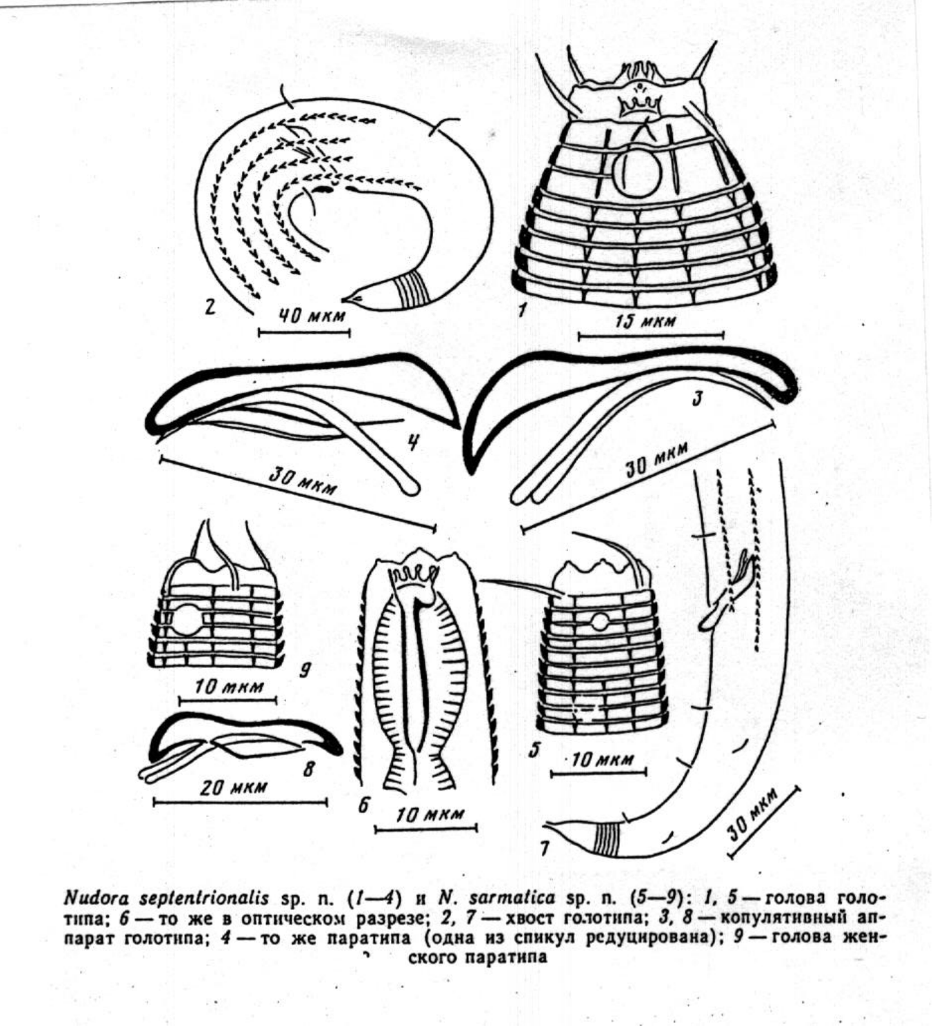2

40 мкм

1

15 мкм

4

30 мкм

3

30 мкм

9

10 мкм

8

20 мкм

6

10 мкм

5

10 мкм

7

30 мкм

*Nudora septentrionalis* sp. n. (*1*—*4*) и *N. sarmatica* sp. n. (*5*—*9*): *1, 5* — голова голотипа; *6* — то же в оптическом разрезе; *2, 7* — хвост голотипа; *3, 8* — копулятивный аппарат голотипа; *4* — то же паратипа (одна из спикул редуцирована); *9* — голова женского паратипа